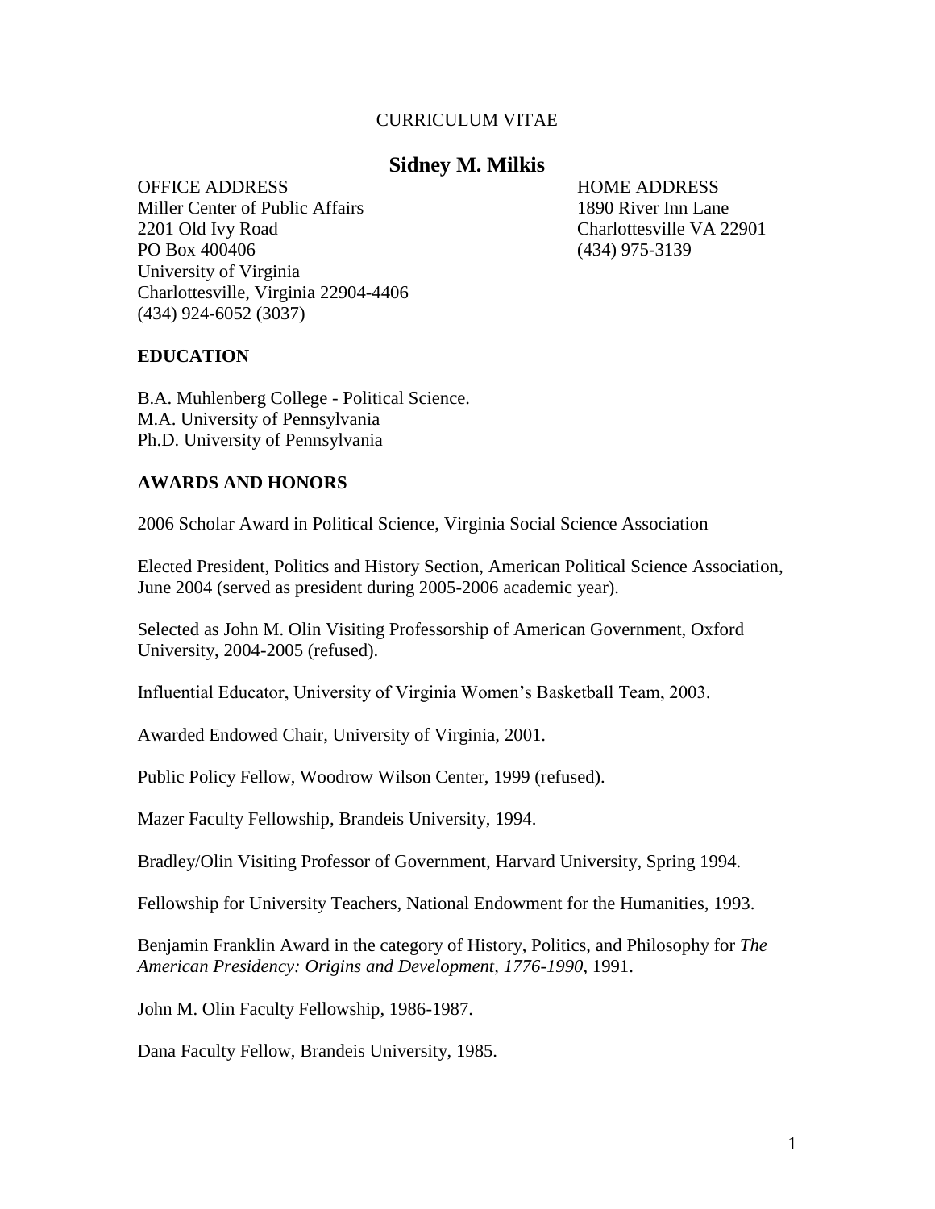CURRICULUM VITAE

# Sidney M. Milkis

OFFICE ADDRESS
Miller Center of Public Affairs
2201 Old Ivy Road
PO Box 400406
University of Virginia
Charlottesville, Virginia 22904-4406
(434) 924-6052 (3037)

HOME ADDRESS
1890 River Inn Lane
Charlottesville VA 22901
(434) 975-3139

## EDUCATION

B.A. Muhlenberg College - Political Science.
M.A. University of Pennsylvania
Ph.D. University of Pennsylvania

## AWARDS AND HONORS

2006 Scholar Award in Political Science, Virginia Social Science Association

Elected President, Politics and History Section, American Political Science Association, June 2004 (served as president during 2005-2006 academic year).

Selected as John M. Olin Visiting Professorship of American Government, Oxford University, 2004-2005 (refused).

Influential Educator, University of Virginia Women's Basketball Team, 2003.

Awarded Endowed Chair, University of Virginia, 2001.

Public Policy Fellow, Woodrow Wilson Center, 1999 (refused).

Mazer Faculty Fellowship, Brandeis University, 1994.

Bradley/Olin Visiting Professor of Government, Harvard University, Spring 1994.

Fellowship for University Teachers, National Endowment for the Humanities, 1993.

Benjamin Franklin Award in the category of History, Politics, and Philosophy for *The American Presidency: Origins and Development, 1776-1990*, 1991.

John M. Olin Faculty Fellowship, 1986-1987.

Dana Faculty Fellow, Brandeis University, 1985.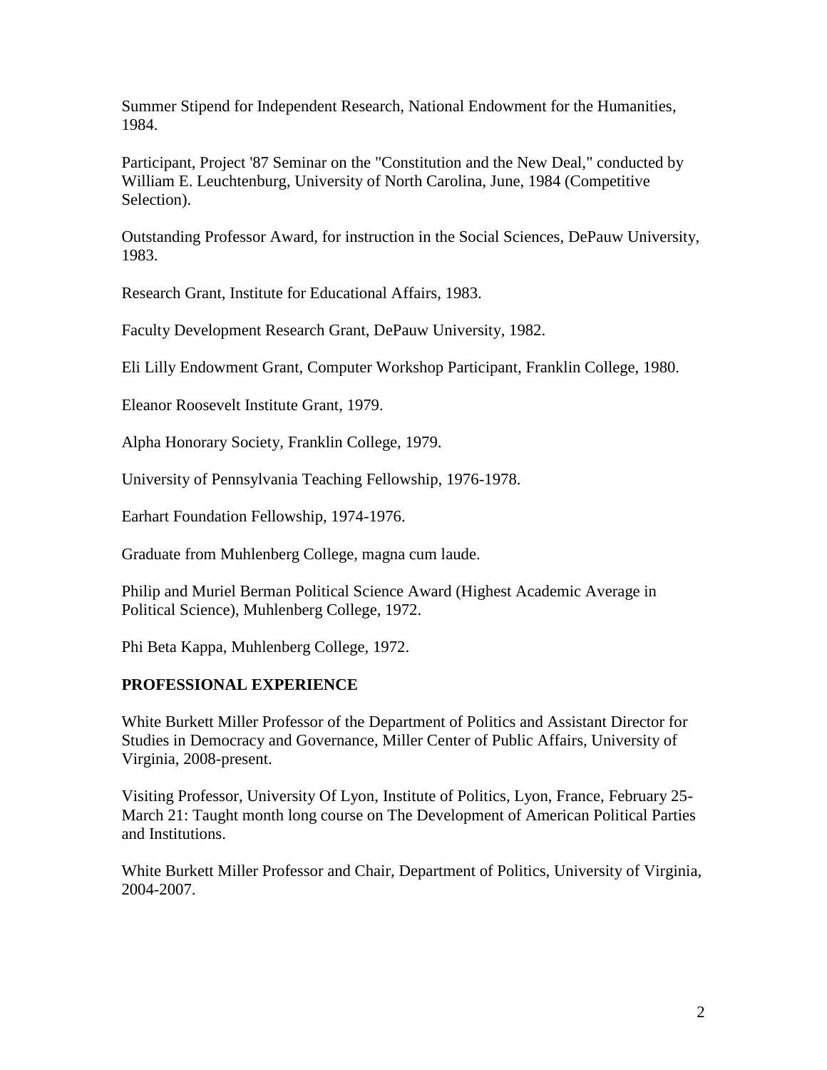Summer Stipend for Independent Research, National Endowment for the Humanities, 1984.

Participant, Project '87 Seminar on the "Constitution and the New Deal," conducted by William E. Leuchtenburg, University of North Carolina, June, 1984 (Competitive Selection).

Outstanding Professor Award, for instruction in the Social Sciences, DePauw University, 1983.

Research Grant, Institute for Educational Affairs, 1983.

Faculty Development Research Grant, DePauw University, 1982.

Eli Lilly Endowment Grant, Computer Workshop Participant, Franklin College, 1980.

Eleanor Roosevelt Institute Grant, 1979.

Alpha Honorary Society, Franklin College, 1979.

University of Pennsylvania Teaching Fellowship, 1976-1978.

Earhart Foundation Fellowship, 1974-1976.

Graduate from Muhlenberg College, magna cum laude.

Philip and Muriel Berman Political Science Award (Highest Academic Average in Political Science), Muhlenberg College, 1972.

Phi Beta Kappa, Muhlenberg College, 1972.

## PROFESSIONAL EXPERIENCE

White Burkett Miller Professor of the Department of Politics and Assistant Director for Studies in Democracy and Governance, Miller Center of Public Affairs, University of Virginia, 2008-present.

Visiting Professor, University Of Lyon, Institute of Politics, Lyon, France, February 25-March 21: Taught month long course on The Development of American Political Parties and Institutions.

White Burkett Miller Professor and Chair, Department of Politics, University of Virginia, 2004-2007.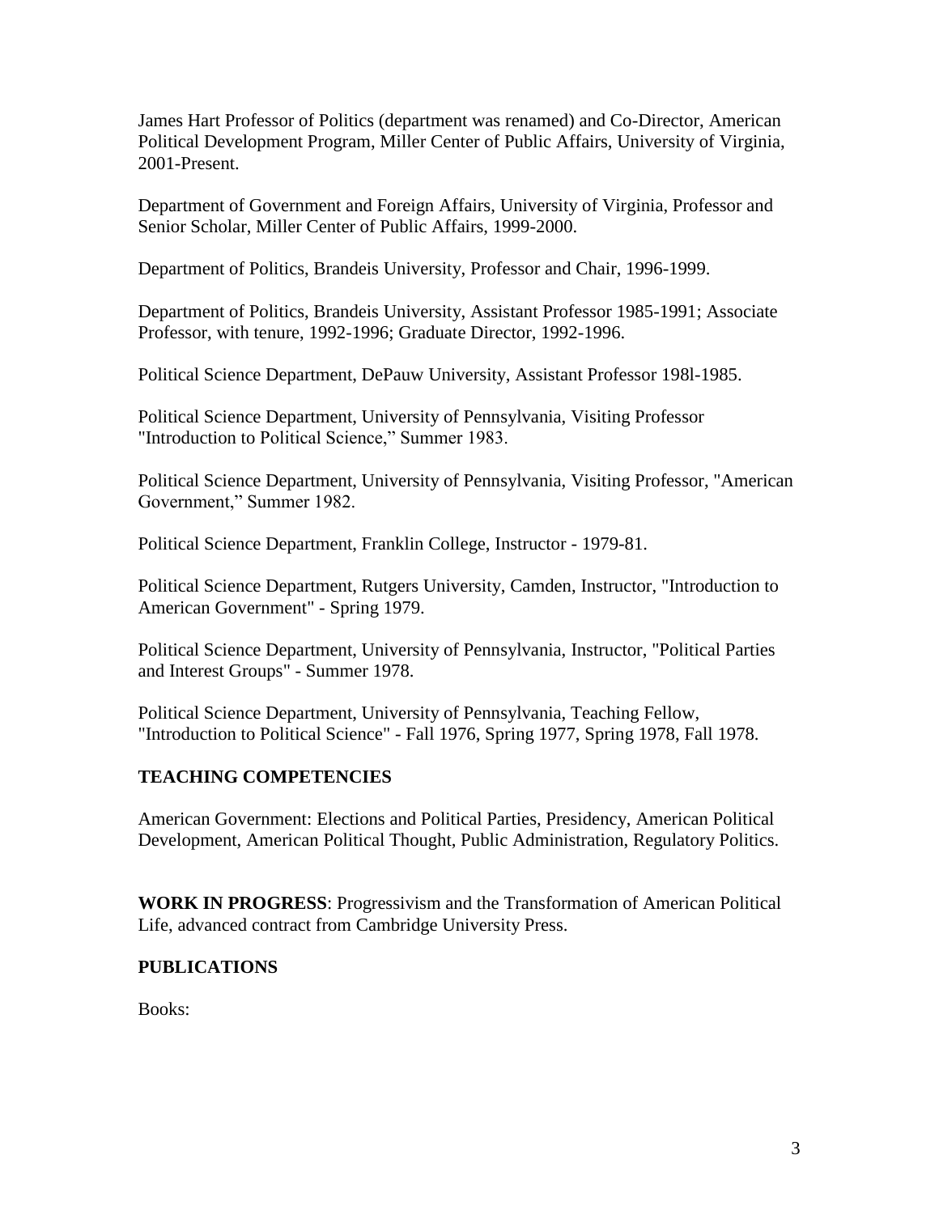James Hart Professor of Politics (department was renamed) and Co-Director, American Political Development Program, Miller Center of Public Affairs, University of Virginia, 2001-Present.

Department of Government and Foreign Affairs, University of Virginia, Professor and Senior Scholar, Miller Center of Public Affairs, 1999-2000.

Department of Politics, Brandeis University, Professor and Chair, 1996-1999.

Department of Politics, Brandeis University, Assistant Professor 1985-1991; Associate Professor, with tenure, 1992-1996; Graduate Director, 1992-1996.

Political Science Department, DePauw University, Assistant Professor 198l-1985.

Political Science Department, University of Pennsylvania, Visiting Professor "Introduction to Political Science," Summer 1983.

Political Science Department, University of Pennsylvania, Visiting Professor, "American Government," Summer 1982.

Political Science Department, Franklin College, Instructor - 1979-81.

Political Science Department, Rutgers University, Camden, Instructor, "Introduction to American Government" - Spring 1979.

Political Science Department, University of Pennsylvania, Instructor, "Political Parties and Interest Groups" - Summer 1978.

Political Science Department, University of Pennsylvania, Teaching Fellow, "Introduction to Political Science" - Fall 1976, Spring 1977, Spring 1978, Fall 1978.

## TEACHING COMPETENCIES

American Government: Elections and Political Parties, Presidency, American Political Development, American Political Thought, Public Administration, Regulatory Politics.

**WORK IN PROGRESS**: Progressivism and the Transformation of American Political Life, advanced contract from Cambridge University Press.

## PUBLICATIONS

Books: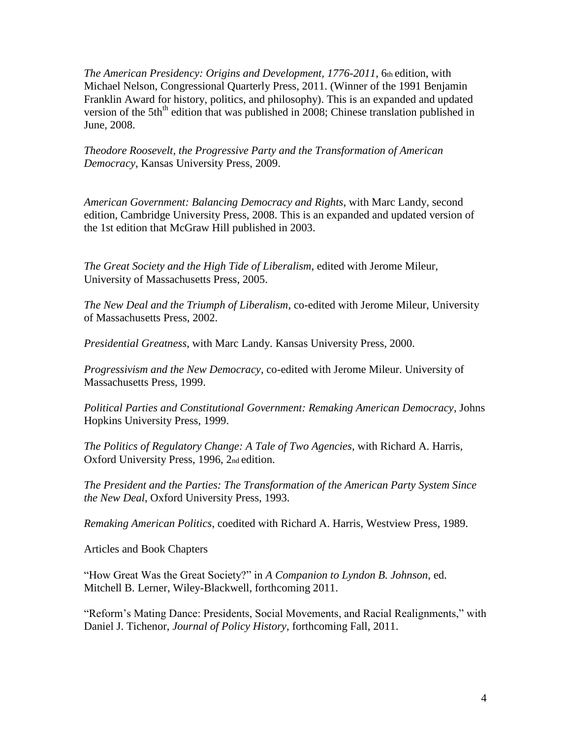*The American Presidency: Origins and Development, 1776-2011*, 6th edition, with Michael Nelson, Congressional Quarterly Press, 2011. (Winner of the 1991 Benjamin Franklin Award for history, politics, and philosophy). This is an expanded and updated version of the 5th edition that was published in 2008; Chinese translation published in June, 2008.

*Theodore Roosevelt, the Progressive Party and the Transformation of American Democracy*, Kansas University Press, 2009.

*American Government: Balancing Democracy and Rights*, with Marc Landy, second edition, Cambridge University Press, 2008. This is an expanded and updated version of the 1st edition that McGraw Hill published in 2003.

*The Great Society and the High Tide of Liberalism*, edited with Jerome Mileur, University of Massachusetts Press, 2005.

*The New Deal and the Triumph of Liberalism*, co-edited with Jerome Mileur, University of Massachusetts Press, 2002.

*Presidential Greatness*, with Marc Landy. Kansas University Press, 2000.

*Progressivism and the New Democracy*, co-edited with Jerome Mileur. University of Massachusetts Press, 1999.

*Political Parties and Constitutional Government: Remaking American Democracy*, Johns Hopkins University Press, 1999.

*The Politics of Regulatory Change: A Tale of Two Agencies*, with Richard A. Harris, Oxford University Press, 1996, 2nd edition.

*The President and the Parties: The Transformation of the American Party System Since the New Deal*, Oxford University Press, 1993.

*Remaking American Politics*, coedited with Richard A. Harris, Westview Press, 1989.

Articles and Book Chapters

"How Great Was the Great Society?" in *A Companion to Lyndon B. Johnson*, ed. Mitchell B. Lerner, Wiley-Blackwell, forthcoming 2011.

"Reform's Mating Dance: Presidents, Social Movements, and Racial Realignments," with Daniel J. Tichenor, *Journal of Policy History*, forthcoming Fall, 2011.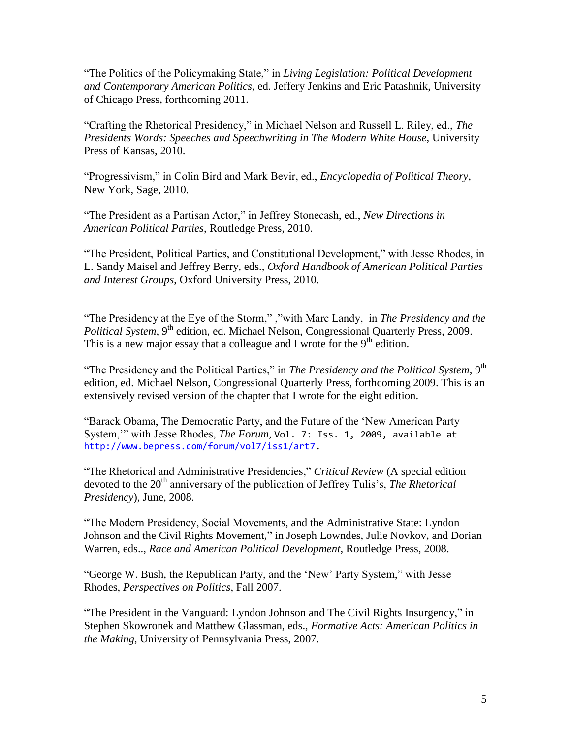"The Politics of the Policymaking State," in *Living Legislation: Political Development and Contemporary American Politics*, ed. Jeffery Jenkins and Eric Patashnik, University of Chicago Press, forthcoming 2011.

"Crafting the Rhetorical Presidency," in Michael Nelson and Russell L. Riley, ed., *The Presidents Words: Speeches and Speechwriting in The Modern White House*, University Press of Kansas, 2010.

"Progressivism," in Colin Bird and Mark Bevir, ed., *Encyclopedia of Political Theory*, New York, Sage, 2010.

"The President as a Partisan Actor," in Jeffrey Stonecash, ed., *New Directions in American Political Parties*, Routledge Press, 2010.

"The President, Political Parties, and Constitutional Development," with Jesse Rhodes, in L. Sandy Maisel and Jeffrey Berry, eds., *Oxford Handbook of American Political Parties and Interest Groups*, Oxford University Press, 2010.

"The Presidency at the Eye of the Storm," ,"with Marc Landy, in *The Presidency and the Political System*, 9th edition, ed. Michael Nelson, Congressional Quarterly Press, 2009. This is a new major essay that a colleague and I wrote for the 9th edition.

"The Presidency and the Political Parties," in *The Presidency and the Political System*, 9th edition, ed. Michael Nelson, Congressional Quarterly Press, forthcoming 2009. This is an extensively revised version of the chapter that I wrote for the eight edition.

"Barack Obama, The Democratic Party, and the Future of the 'New American Party System,'" with Jesse Rhodes, *The Forum*, Vol. 7: Iss. 1, 2009, available at http://www.bepress.com/forum/vol7/iss1/art7.

"The Rhetorical and Administrative Presidencies," *Critical Review* (A special edition devoted to the 20th anniversary of the publication of Jeffrey Tulis's, *The Rhetorical Presidency*), June, 2008.

"The Modern Presidency, Social Movements, and the Administrative State: Lyndon Johnson and the Civil Rights Movement," in Joseph Lowndes, Julie Novkov, and Dorian Warren, eds.., *Race and American Political Development*, Routledge Press, 2008.

"George W. Bush, the Republican Party, and the 'New' Party System," with Jesse Rhodes, *Perspectives on Politics*, Fall 2007.

"The President in the Vanguard: Lyndon Johnson and The Civil Rights Insurgency," in Stephen Skowronek and Matthew Glassman, eds., *Formative Acts: American Politics in the Making*, University of Pennsylvania Press, 2007.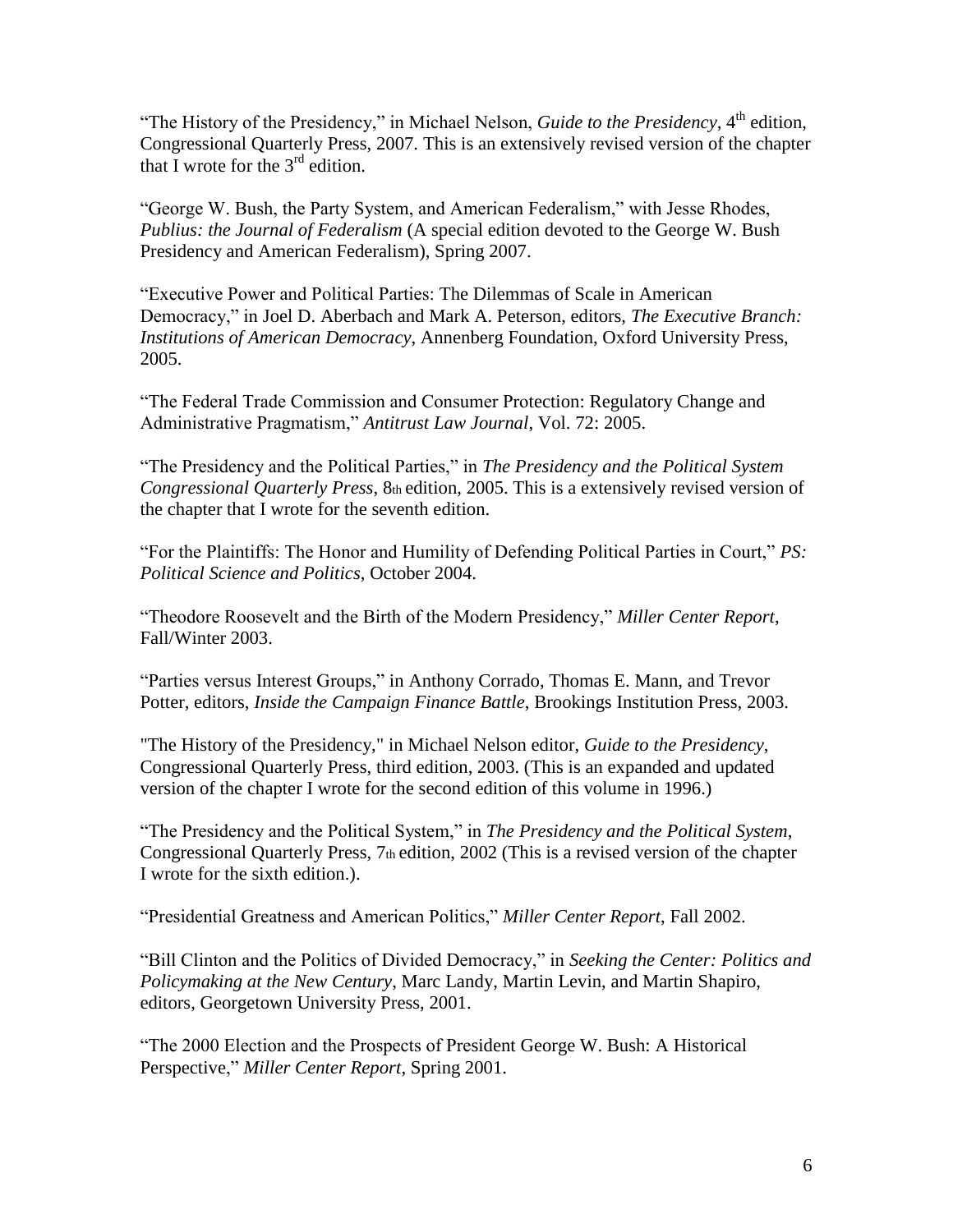"The History of the Presidency," in Michael Nelson, *Guide to the Presidency*, 4th edition, Congressional Quarterly Press, 2007. This is an extensively revised version of the chapter that I wrote for the 3rd edition.

"George W. Bush, the Party System, and American Federalism," with Jesse Rhodes, *Publius: the Journal of Federalism* (A special edition devoted to the George W. Bush Presidency and American Federalism), Spring 2007.

"Executive Power and Political Parties: The Dilemmas of Scale in American Democracy," in Joel D. Aberbach and Mark A. Peterson, editors, *The Executive Branch: Institutions of American Democracy*, Annenberg Foundation, Oxford University Press, 2005.

"The Federal Trade Commission and Consumer Protection: Regulatory Change and Administrative Pragmatism," *Antitrust Law Journal*, Vol. 72: 2005.

"The Presidency and the Political Parties," in *The Presidency and the Political System Congressional Quarterly Press*, 8th edition, 2005. This is a extensively revised version of the chapter that I wrote for the seventh edition.

"For the Plaintiffs: The Honor and Humility of Defending Political Parties in Court," *PS: Political Science and Politics*, October 2004.

"Theodore Roosevelt and the Birth of the Modern Presidency," *Miller Center Report*, Fall/Winter 2003.

"Parties versus Interest Groups," in Anthony Corrado, Thomas E. Mann, and Trevor Potter, editors, *Inside the Campaign Finance Battle*, Brookings Institution Press, 2003.

"The History of the Presidency," in Michael Nelson editor, *Guide to the Presidency*, Congressional Quarterly Press, third edition, 2003. (This is an expanded and updated version of the chapter I wrote for the second edition of this volume in 1996.)

"The Presidency and the Political System," in *The Presidency and the Political System*, Congressional Quarterly Press, 7th edition, 2002 (This is a revised version of the chapter I wrote for the sixth edition.).

"Presidential Greatness and American Politics," *Miller Center Report*, Fall 2002.

"Bill Clinton and the Politics of Divided Democracy," in *Seeking the Center: Politics and Policymaking at the New Century*, Marc Landy, Martin Levin, and Martin Shapiro, editors, Georgetown University Press, 2001.

"The 2000 Election and the Prospects of President George W. Bush: A Historical Perspective," *Miller Center Report*, Spring 2001.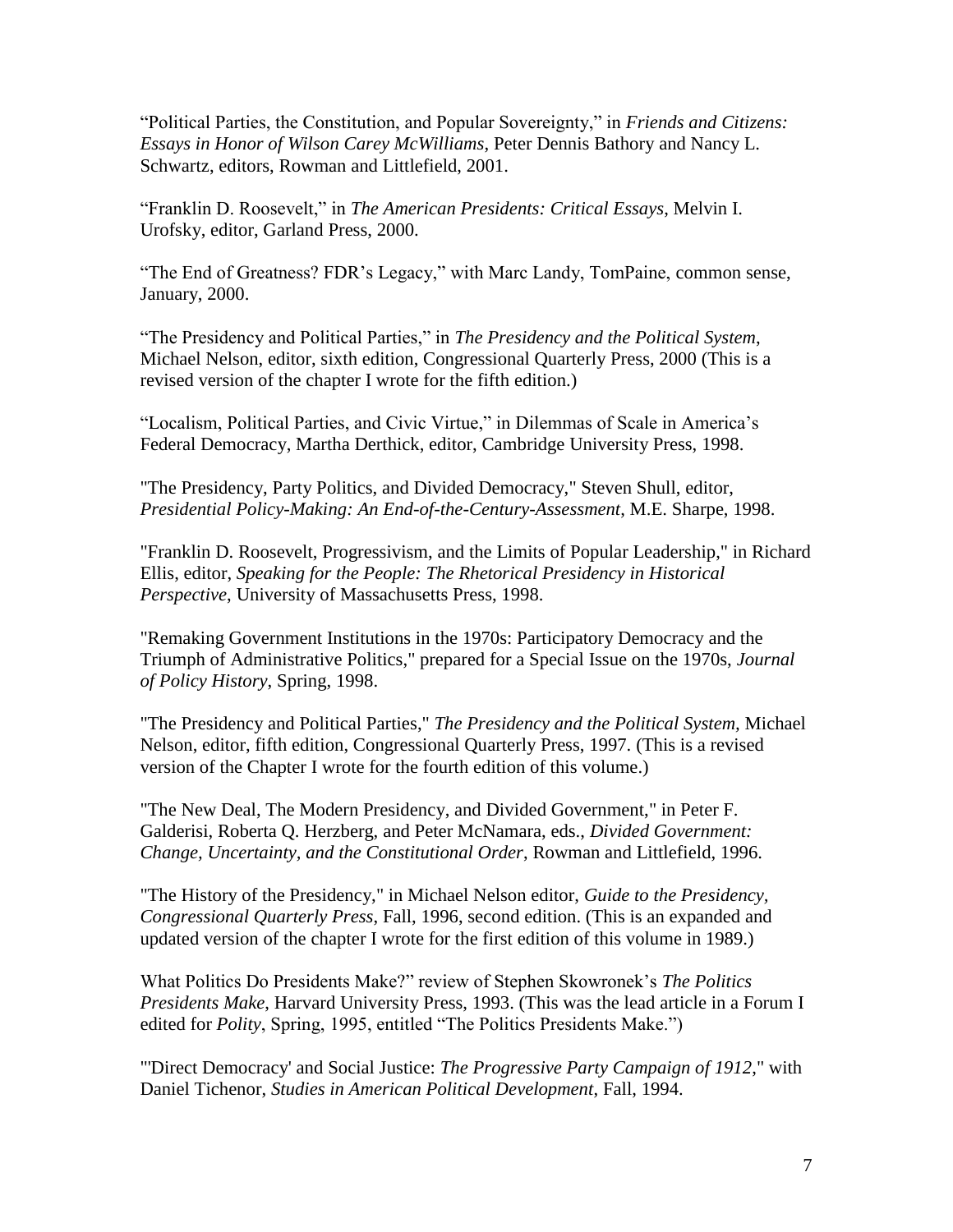"Political Parties, the Constitution, and Popular Sovereignty," in *Friends and Citizens: Essays in Honor of Wilson Carey McWilliams*, Peter Dennis Bathory and Nancy L. Schwartz, editors, Rowman and Littlefield, 2001.

"Franklin D. Roosevelt," in *The American Presidents: Critical Essays*, Melvin I. Urofsky, editor, Garland Press, 2000.

"The End of Greatness? FDR's Legacy," with Marc Landy, TomPaine, common sense, January, 2000.

"The Presidency and Political Parties," in *The Presidency and the Political System*, Michael Nelson, editor, sixth edition, Congressional Quarterly Press, 2000 (This is a revised version of the chapter I wrote for the fifth edition.)

"Localism, Political Parties, and Civic Virtue," in Dilemmas of Scale in America's Federal Democracy, Martha Derthick, editor, Cambridge University Press, 1998.

"The Presidency, Party Politics, and Divided Democracy," Steven Shull, editor, *Presidential Policy-Making: An End-of-the-Century-Assessment*, M.E. Sharpe, 1998.

"Franklin D. Roosevelt, Progressivism, and the Limits of Popular Leadership," in Richard Ellis, editor, *Speaking for the People: The Rhetorical Presidency in Historical Perspective*, University of Massachusetts Press, 1998.

"Remaking Government Institutions in the 1970s: Participatory Democracy and the Triumph of Administrative Politics," prepared for a Special Issue on the 1970s, *Journal of Policy History*, Spring, 1998.

"The Presidency and Political Parties," *The Presidency and the Political System,* Michael Nelson, editor, fifth edition, Congressional Quarterly Press, 1997. (This is a revised version of the Chapter I wrote for the fourth edition of this volume.)

"The New Deal, The Modern Presidency, and Divided Government," in Peter F. Galderisi, Roberta Q. Herzberg, and Peter McNamara, eds., *Divided Government: Change, Uncertainty, and the Constitutional Order*, Rowman and Littlefield, 1996.

"The History of the Presidency," in Michael Nelson editor, *Guide to the Presidency, Congressional Quarterly Press*, Fall, 1996, second edition. (This is an expanded and updated version of the chapter I wrote for the first edition of this volume in 1989.)

What Politics Do Presidents Make?" review of Stephen Skowronek's *The Politics Presidents Make*, Harvard University Press, 1993. (This was the lead article in a Forum I edited for *Polity*, Spring, 1995, entitled "The Politics Presidents Make.")

"'Direct Democracy' and Social Justice: *The Progressive Party Campaign of 1912,*" with Daniel Tichenor, *Studies in American Political Development*, Fall, 1994.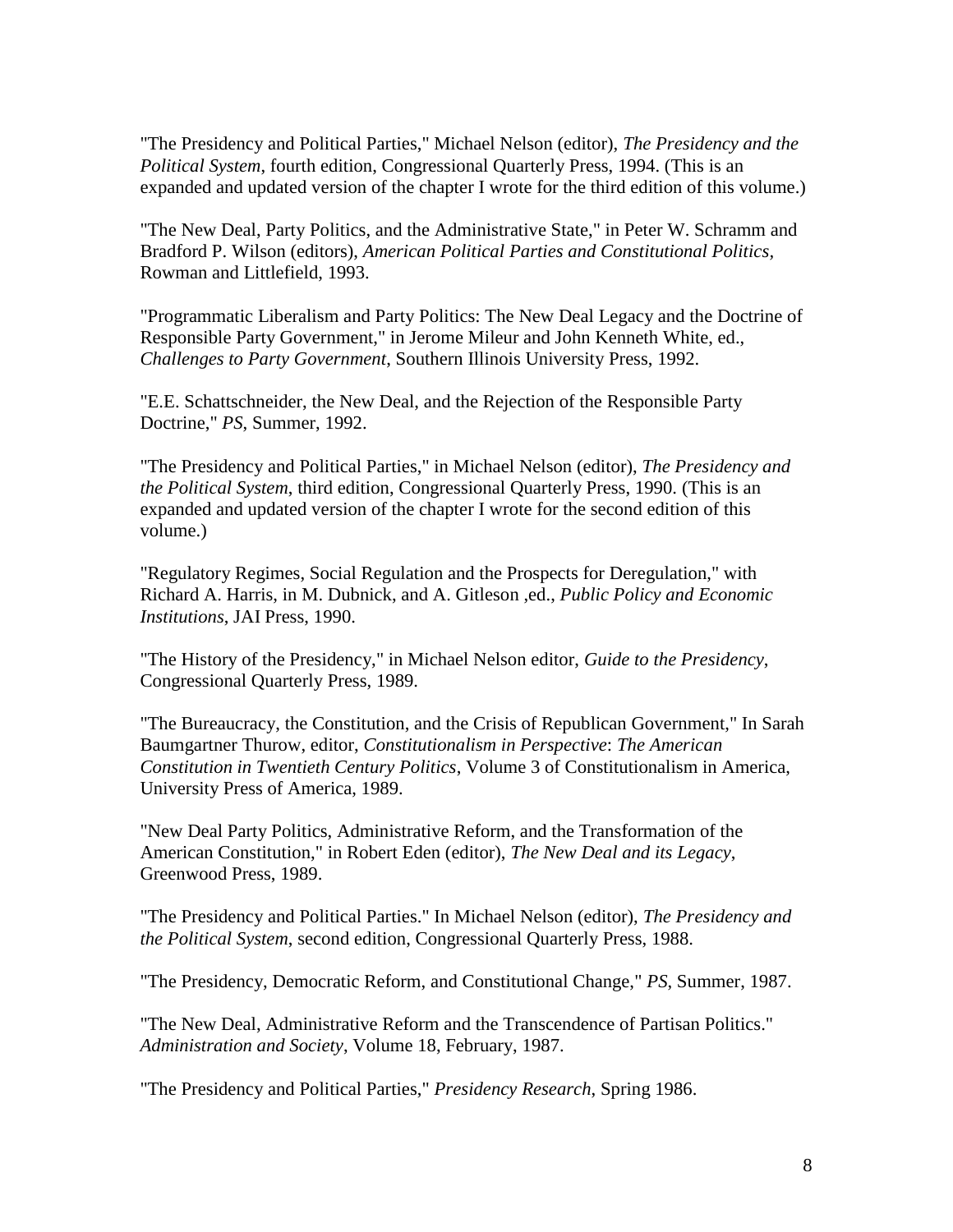"The Presidency and Political Parties," Michael Nelson (editor), *The Presidency and the Political System*, fourth edition, Congressional Quarterly Press, 1994. (This is an expanded and updated version of the chapter I wrote for the third edition of this volume.)

"The New Deal, Party Politics, and the Administrative State," in Peter W. Schramm and Bradford P. Wilson (editors), *American Political Parties and Constitutional Politics*, Rowman and Littlefield, 1993.

"Programmatic Liberalism and Party Politics: The New Deal Legacy and the Doctrine of Responsible Party Government," in Jerome Mileur and John Kenneth White, ed., *Challenges to Party Government*, Southern Illinois University Press, 1992.

"E.E. Schattschneider, the New Deal, and the Rejection of the Responsible Party Doctrine," *PS*, Summer, 1992.

"The Presidency and Political Parties," in Michael Nelson (editor), *The Presidency and the Political System*, third edition, Congressional Quarterly Press, 1990. (This is an expanded and updated version of the chapter I wrote for the second edition of this volume.)

"Regulatory Regimes, Social Regulation and the Prospects for Deregulation," with Richard A. Harris, in M. Dubnick, and A. Gitleson ,ed., *Public Policy and Economic Institutions*, JAI Press, 1990.

"The History of the Presidency," in Michael Nelson editor, *Guide to the Presidency*, Congressional Quarterly Press, 1989.

"The Bureaucracy, the Constitution, and the Crisis of Republican Government," In Sarah Baumgartner Thurow, editor, *Constitutionalism in Perspective*: *The American Constitution in Twentieth Century Politics*, Volume 3 of Constitutionalism in America, University Press of America, 1989.

"New Deal Party Politics, Administrative Reform, and the Transformation of the American Constitution," in Robert Eden (editor), *The New Deal and its Legacy*, Greenwood Press, 1989.

"The Presidency and Political Parties." In Michael Nelson (editor), *The Presidency and the Political System*, second edition, Congressional Quarterly Press, 1988.

"The Presidency, Democratic Reform, and Constitutional Change," *PS*, Summer, 1987.

"The New Deal, Administrative Reform and the Transcendence of Partisan Politics." *Administration and Society*, Volume 18, February, 1987.

"The Presidency and Political Parties," *Presidency Research*, Spring 1986.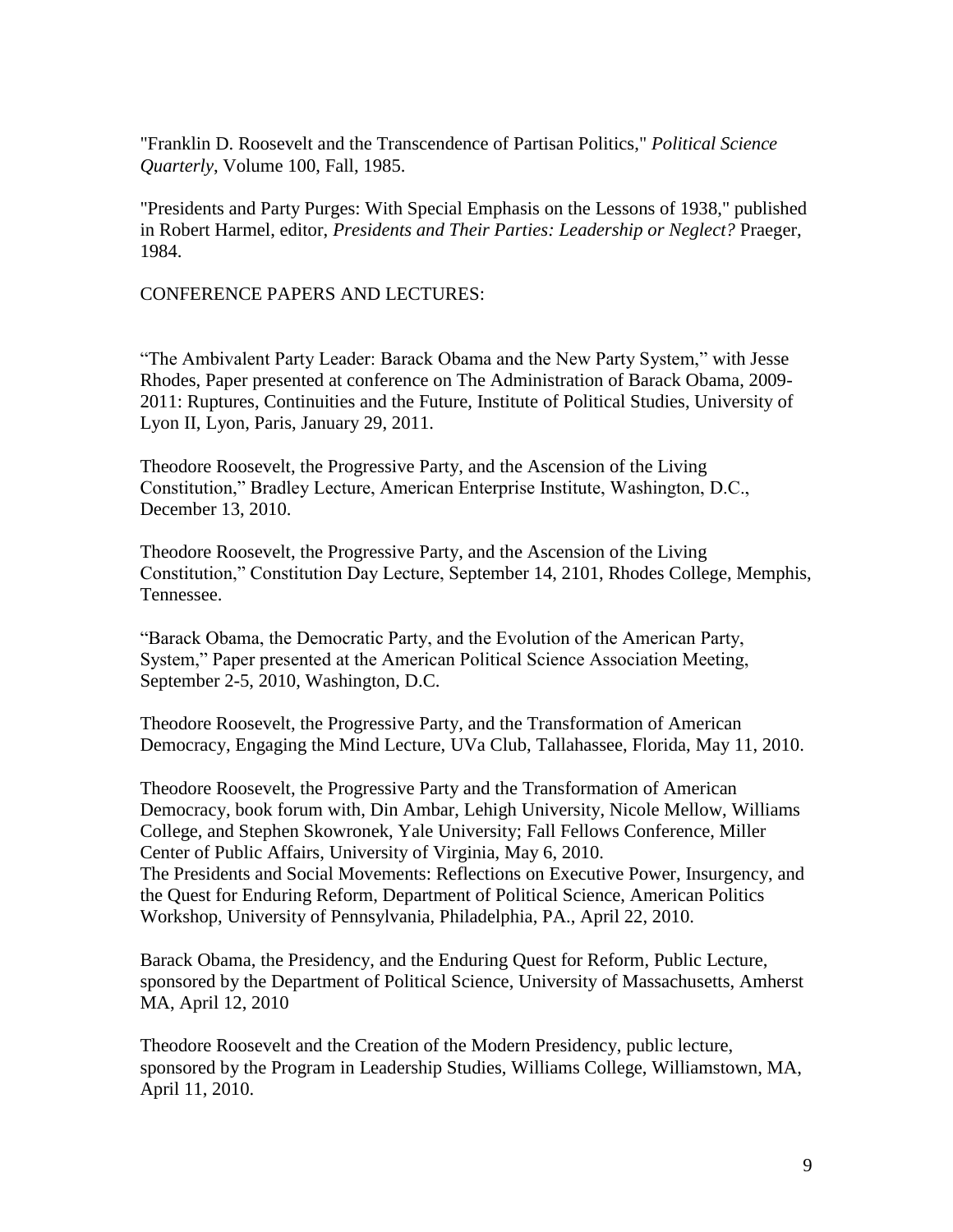"Franklin D. Roosevelt and the Transcendence of Partisan Politics," *Political Science Quarterly*, Volume 100, Fall, 1985.

"Presidents and Party Purges: With Special Emphasis on the Lessons of 1938," published in Robert Harmel, editor, *Presidents and Their Parties: Leadership or Neglect?* Praeger, 1984.

CONFERENCE PAPERS AND LECTURES:

"The Ambivalent Party Leader: Barack Obama and the New Party System," with Jesse Rhodes, Paper presented at conference on The Administration of Barack Obama, 2009-2011: Ruptures, Continuities and the Future, Institute of Political Studies, University of Lyon II, Lyon, Paris, January 29, 2011.

Theodore Roosevelt, the Progressive Party, and the Ascension of the Living Constitution," Bradley Lecture, American Enterprise Institute, Washington, D.C., December 13, 2010.

Theodore Roosevelt, the Progressive Party, and the Ascension of the Living Constitution," Constitution Day Lecture, September 14, 2101, Rhodes College, Memphis, Tennessee.

"Barack Obama, the Democratic Party, and the Evolution of the American Party, System," Paper presented at the American Political Science Association Meeting, September 2-5, 2010, Washington, D.C.

Theodore Roosevelt, the Progressive Party, and the Transformation of American Democracy, Engaging the Mind Lecture, UVa Club, Tallahassee, Florida, May 11, 2010.

Theodore Roosevelt, the Progressive Party and the Transformation of American Democracy, book forum with, Din Ambar, Lehigh University, Nicole Mellow, Williams College, and Stephen Skowronek, Yale University; Fall Fellows Conference, Miller Center of Public Affairs, University of Virginia, May 6, 2010.

The Presidents and Social Movements: Reflections on Executive Power, Insurgency, and the Quest for Enduring Reform, Department of Political Science, American Politics Workshop, University of Pennsylvania, Philadelphia, PA., April 22, 2010.

Barack Obama, the Presidency, and the Enduring Quest for Reform, Public Lecture, sponsored by the Department of Political Science, University of Massachusetts, Amherst MA, April 12, 2010

Theodore Roosevelt and the Creation of the Modern Presidency, public lecture, sponsored by the Program in Leadership Studies, Williams College, Williamstown, MA, April 11, 2010.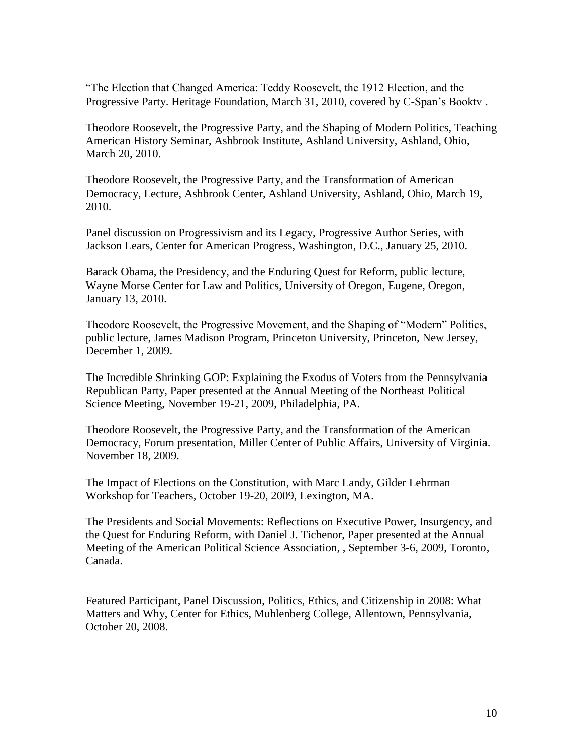"The Election that Changed America: Teddy Roosevelt, the 1912 Election, and the Progressive Party. Heritage Foundation, March 31, 2010, covered by C-Span's Booktv .

Theodore Roosevelt, the Progressive Party, and the Shaping of Modern Politics, Teaching American History Seminar, Ashbrook Institute, Ashland University, Ashland, Ohio, March 20, 2010.

Theodore Roosevelt, the Progressive Party, and the Transformation of American Democracy, Lecture, Ashbrook Center, Ashland University, Ashland, Ohio, March 19, 2010.

Panel discussion on Progressivism and its Legacy, Progressive Author Series, with Jackson Lears, Center for American Progress, Washington, D.C., January 25, 2010.

Barack Obama, the Presidency, and the Enduring Quest for Reform, public lecture, Wayne Morse Center for Law and Politics, University of Oregon, Eugene, Oregon, January 13, 2010.

Theodore Roosevelt, the Progressive Movement, and the Shaping of "Modern" Politics, public lecture, James Madison Program, Princeton University, Princeton, New Jersey, December 1, 2009.

The Incredible Shrinking GOP: Explaining the Exodus of Voters from the Pennsylvania Republican Party, Paper presented at the Annual Meeting of the Northeast Political Science Meeting, November 19-21, 2009, Philadelphia, PA.

Theodore Roosevelt, the Progressive Party, and the Transformation of the American Democracy, Forum presentation, Miller Center of Public Affairs, University of Virginia. November 18, 2009.

The Impact of Elections on the Constitution, with Marc Landy, Gilder Lehrman Workshop for Teachers, October 19-20, 2009, Lexington, MA.

The Presidents and Social Movements: Reflections on Executive Power, Insurgency, and the Quest for Enduring Reform, with Daniel J. Tichenor, Paper presented at the Annual Meeting of the American Political Science Association, , September 3-6, 2009, Toronto, Canada.

Featured Participant, Panel Discussion, Politics, Ethics, and Citizenship in 2008: What Matters and Why, Center for Ethics, Muhlenberg College, Allentown, Pennsylvania, October 20, 2008.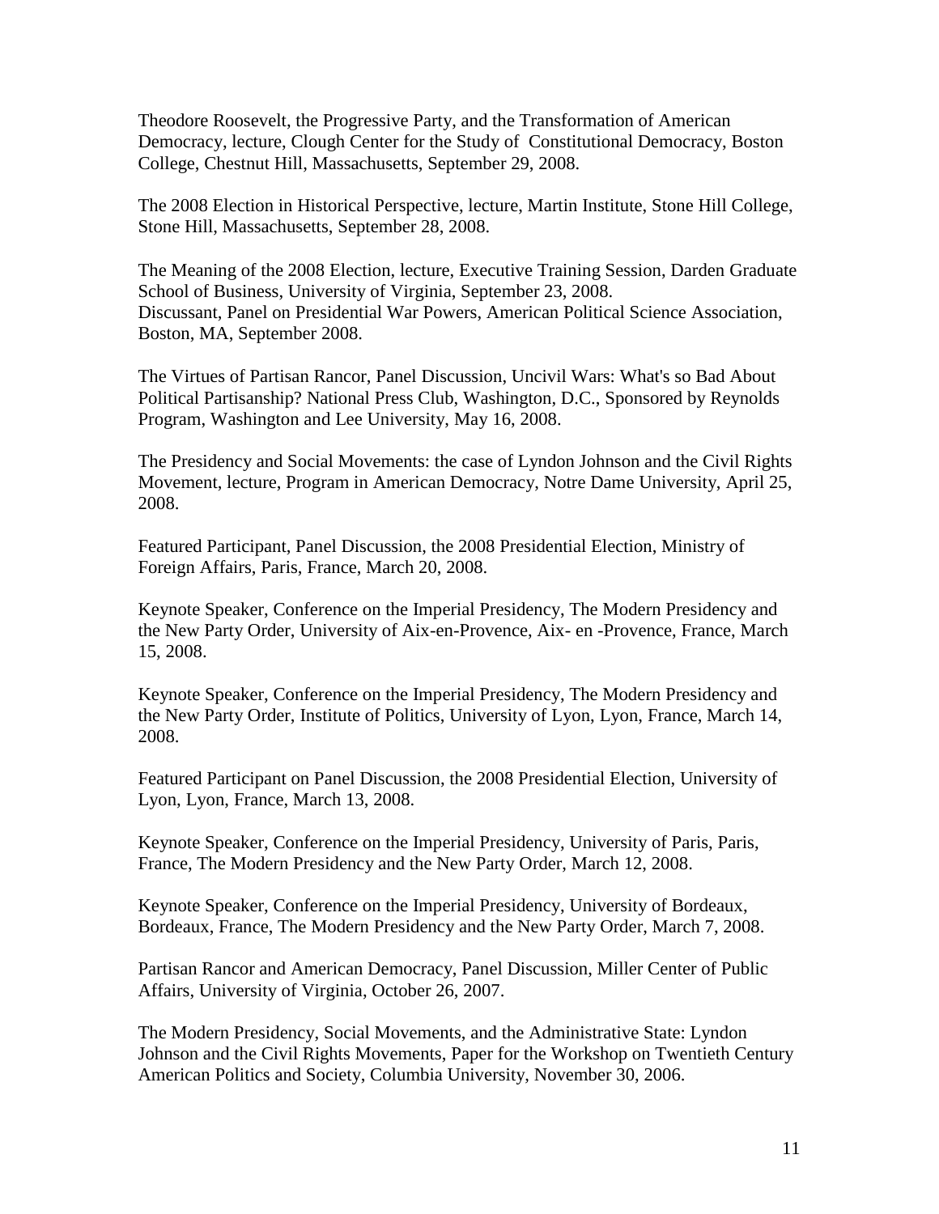Theodore Roosevelt, the Progressive Party, and the Transformation of American Democracy, lecture, Clough Center for the Study of Constitutional Democracy, Boston College, Chestnut Hill, Massachusetts, September 29, 2008.

The 2008 Election in Historical Perspective, lecture, Martin Institute, Stone Hill College, Stone Hill, Massachusetts, September 28, 2008.

The Meaning of the 2008 Election, lecture, Executive Training Session, Darden Graduate School of Business, University of Virginia, September 23, 2008.
Discussant, Panel on Presidential War Powers, American Political Science Association, Boston, MA, September 2008.

The Virtues of Partisan Rancor, Panel Discussion, Uncivil Wars: What's so Bad About Political Partisanship? National Press Club, Washington, D.C., Sponsored by Reynolds Program, Washington and Lee University, May 16, 2008.

The Presidency and Social Movements: the case of Lyndon Johnson and the Civil Rights Movement, lecture, Program in American Democracy, Notre Dame University, April 25, 2008.

Featured Participant, Panel Discussion, the 2008 Presidential Election, Ministry of Foreign Affairs, Paris, France, March 20, 2008.

Keynote Speaker, Conference on the Imperial Presidency, The Modern Presidency and the New Party Order, University of Aix-en-Provence, Aix- en -Provence, France, March 15, 2008.

Keynote Speaker, Conference on the Imperial Presidency, The Modern Presidency and the New Party Order, Institute of Politics, University of Lyon, Lyon, France, March 14, 2008.

Featured Participant on Panel Discussion, the 2008 Presidential Election, University of Lyon, Lyon, France, March 13, 2008.

Keynote Speaker, Conference on the Imperial Presidency, University of Paris, Paris, France, The Modern Presidency and the New Party Order, March 12, 2008.

Keynote Speaker, Conference on the Imperial Presidency, University of Bordeaux, Bordeaux, France, The Modern Presidency and the New Party Order, March 7, 2008.

Partisan Rancor and American Democracy, Panel Discussion, Miller Center of Public Affairs, University of Virginia, October 26, 2007.

The Modern Presidency, Social Movements, and the Administrative State: Lyndon Johnson and the Civil Rights Movements, Paper for the Workshop on Twentieth Century American Politics and Society, Columbia University, November 30, 2006.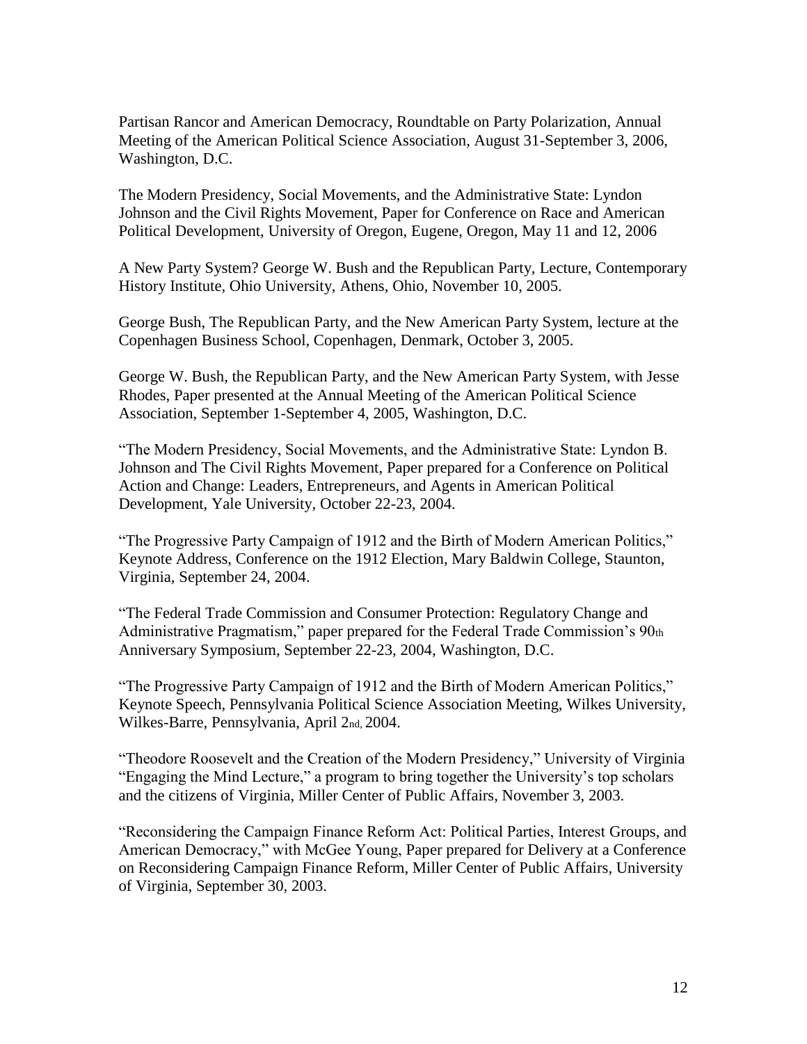Partisan Rancor and American Democracy, Roundtable on Party Polarization, Annual Meeting of the American Political Science Association, August 31-September 3, 2006, Washington, D.C.

The Modern Presidency, Social Movements, and the Administrative State: Lyndon Johnson and the Civil Rights Movement, Paper for Conference on Race and American Political Development, University of Oregon, Eugene, Oregon, May 11 and 12, 2006

A New Party System? George W. Bush and the Republican Party, Lecture, Contemporary History Institute, Ohio University, Athens, Ohio, November 10, 2005.

George Bush, The Republican Party, and the New American Party System, lecture at the Copenhagen Business School, Copenhagen, Denmark, October 3, 2005.

George W. Bush, the Republican Party, and the New American Party System, with Jesse Rhodes, Paper presented at the Annual Meeting of the American Political Science Association, September 1-September 4, 2005, Washington, D.C.

"The Modern Presidency, Social Movements, and the Administrative State: Lyndon B. Johnson and The Civil Rights Movement, Paper prepared for a Conference on Political Action and Change: Leaders, Entrepreneurs, and Agents in American Political Development, Yale University, October 22-23, 2004.

"The Progressive Party Campaign of 1912 and the Birth of Modern American Politics," Keynote Address, Conference on the 1912 Election, Mary Baldwin College, Staunton, Virginia, September 24, 2004.

"The Federal Trade Commission and Consumer Protection: Regulatory Change and Administrative Pragmatism," paper prepared for the Federal Trade Commission's 90th Anniversary Symposium, September 22-23, 2004, Washington, D.C.

"The Progressive Party Campaign of 1912 and the Birth of Modern American Politics," Keynote Speech, Pennsylvania Political Science Association Meeting, Wilkes University, Wilkes-Barre, Pennsylvania, April 2nd, 2004.

"Theodore Roosevelt and the Creation of the Modern Presidency," University of Virginia "Engaging the Mind Lecture," a program to bring together the University's top scholars and the citizens of Virginia, Miller Center of Public Affairs, November 3, 2003.

"Reconsidering the Campaign Finance Reform Act: Political Parties, Interest Groups, and American Democracy," with McGee Young, Paper prepared for Delivery at a Conference on Reconsidering Campaign Finance Reform, Miller Center of Public Affairs, University of Virginia, September 30, 2003.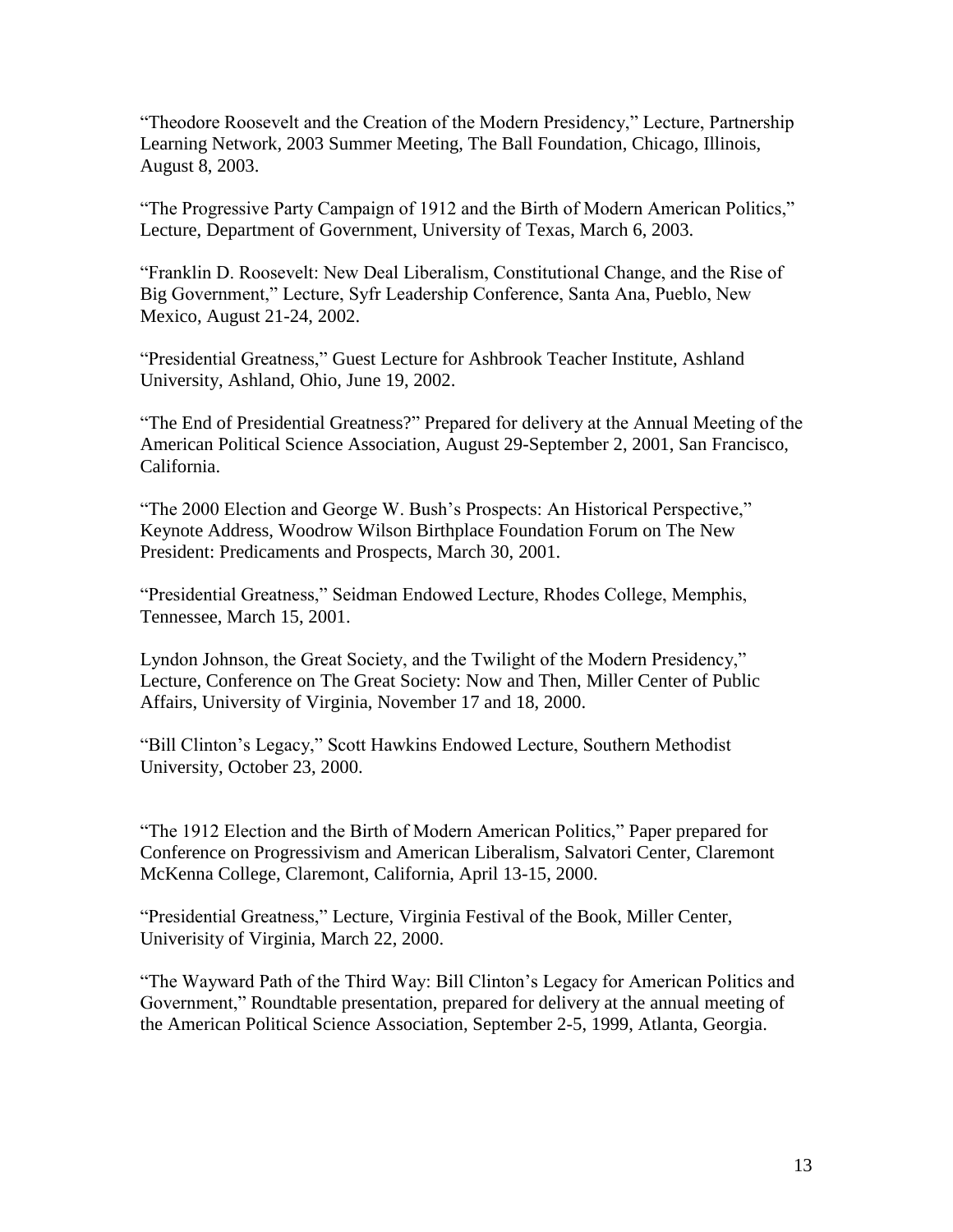"Theodore Roosevelt and the Creation of the Modern Presidency," Lecture, Partnership Learning Network, 2003 Summer Meeting, The Ball Foundation, Chicago, Illinois, August 8, 2003.

"The Progressive Party Campaign of 1912 and the Birth of Modern American Politics," Lecture, Department of Government, University of Texas, March 6, 2003.

"Franklin D. Roosevelt: New Deal Liberalism, Constitutional Change, and the Rise of Big Government," Lecture, Syfr Leadership Conference, Santa Ana, Pueblo, New Mexico, August 21-24, 2002.

"Presidential Greatness," Guest Lecture for Ashbrook Teacher Institute, Ashland University, Ashland, Ohio, June 19, 2002.

"The End of Presidential Greatness?" Prepared for delivery at the Annual Meeting of the American Political Science Association, August 29-September 2, 2001, San Francisco, California.

"The 2000 Election and George W. Bush's Prospects: An Historical Perspective," Keynote Address, Woodrow Wilson Birthplace Foundation Forum on The New President: Predicaments and Prospects, March 30, 2001.

"Presidential Greatness," Seidman Endowed Lecture, Rhodes College, Memphis, Tennessee, March 15, 2001.

Lyndon Johnson, the Great Society, and the Twilight of the Modern Presidency," Lecture, Conference on The Great Society: Now and Then, Miller Center of Public Affairs, University of Virginia, November 17 and 18, 2000.

"Bill Clinton's Legacy," Scott Hawkins Endowed Lecture, Southern Methodist University, October 23, 2000.

"The 1912 Election and the Birth of Modern American Politics," Paper prepared for Conference on Progressivism and American Liberalism, Salvatori Center, Claremont McKenna College, Claremont, California, April 13-15, 2000.

"Presidential Greatness," Lecture, Virginia Festival of the Book, Miller Center, Univerisity of Virginia, March 22, 2000.

"The Wayward Path of the Third Way: Bill Clinton's Legacy for American Politics and Government," Roundtable presentation, prepared for delivery at the annual meeting of the American Political Science Association, September 2-5, 1999, Atlanta, Georgia.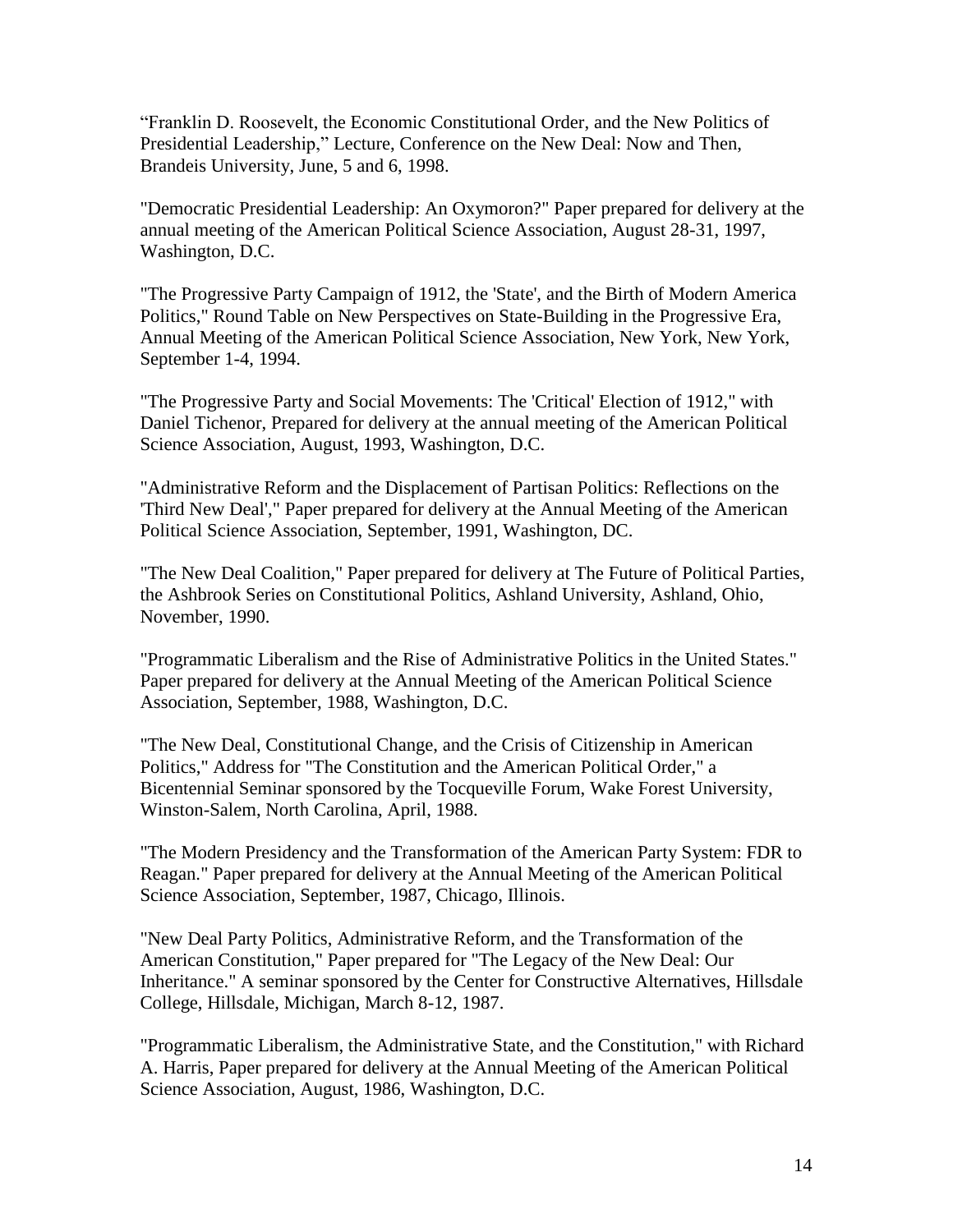"Franklin D. Roosevelt, the Economic Constitutional Order, and the New Politics of Presidential Leadership," Lecture, Conference on the New Deal: Now and Then, Brandeis University, June, 5 and 6, 1998.

"Democratic Presidential Leadership: An Oxymoron?" Paper prepared for delivery at the annual meeting of the American Political Science Association, August 28-31, 1997, Washington, D.C.

"The Progressive Party Campaign of 1912, the 'State', and the Birth of Modern America Politics," Round Table on New Perspectives on State-Building in the Progressive Era, Annual Meeting of the American Political Science Association, New York, New York, September 1-4, 1994.

"The Progressive Party and Social Movements: The 'Critical' Election of 1912," with Daniel Tichenor, Prepared for delivery at the annual meeting of the American Political Science Association, August, 1993, Washington, D.C.

"Administrative Reform and the Displacement of Partisan Politics: Reflections on the 'Third New Deal'," Paper prepared for delivery at the Annual Meeting of the American Political Science Association, September, 1991, Washington, DC.

"The New Deal Coalition," Paper prepared for delivery at The Future of Political Parties, the Ashbrook Series on Constitutional Politics, Ashland University, Ashland, Ohio, November, 1990.

"Programmatic Liberalism and the Rise of Administrative Politics in the United States." Paper prepared for delivery at the Annual Meeting of the American Political Science Association, September, 1988, Washington, D.C.

"The New Deal, Constitutional Change, and the Crisis of Citizenship in American Politics," Address for "The Constitution and the American Political Order," a Bicentennial Seminar sponsored by the Tocqueville Forum, Wake Forest University, Winston-Salem, North Carolina, April, 1988.

"The Modern Presidency and the Transformation of the American Party System: FDR to Reagan." Paper prepared for delivery at the Annual Meeting of the American Political Science Association, September, 1987, Chicago, Illinois.

"New Deal Party Politics, Administrative Reform, and the Transformation of the American Constitution," Paper prepared for "The Legacy of the New Deal: Our Inheritance." A seminar sponsored by the Center for Constructive Alternatives, Hillsdale College, Hillsdale, Michigan, March 8-12, 1987.

"Programmatic Liberalism, the Administrative State, and the Constitution," with Richard A. Harris, Paper prepared for delivery at the Annual Meeting of the American Political Science Association, August, 1986, Washington, D.C.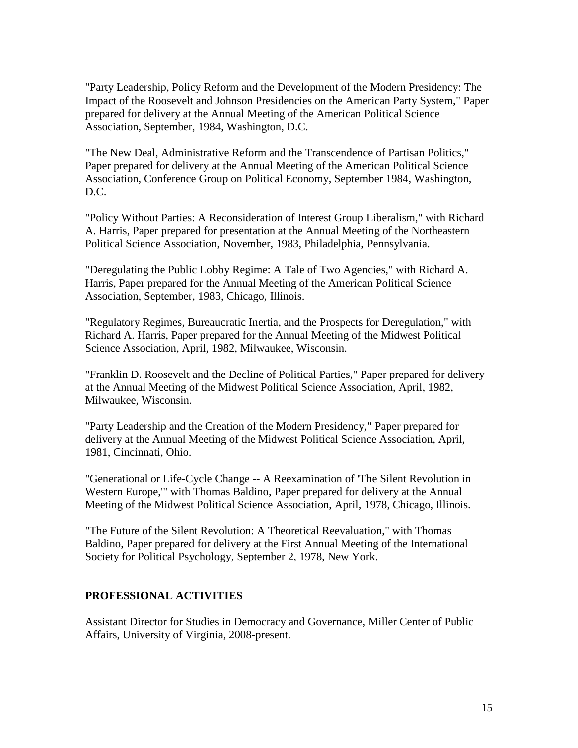"Party Leadership, Policy Reform and the Development of the Modern Presidency: The Impact of the Roosevelt and Johnson Presidencies on the American Party System," Paper prepared for delivery at the Annual Meeting of the American Political Science Association, September, 1984, Washington, D.C.

"The New Deal, Administrative Reform and the Transcendence of Partisan Politics," Paper prepared for delivery at the Annual Meeting of the American Political Science Association, Conference Group on Political Economy, September 1984, Washington, D.C.

"Policy Without Parties: A Reconsideration of Interest Group Liberalism," with Richard A. Harris, Paper prepared for presentation at the Annual Meeting of the Northeastern Political Science Association, November, 1983, Philadelphia, Pennsylvania.

"Deregulating the Public Lobby Regime: A Tale of Two Agencies," with Richard A. Harris, Paper prepared for the Annual Meeting of the American Political Science Association, September, 1983, Chicago, Illinois.

"Regulatory Regimes, Bureaucratic Inertia, and the Prospects for Deregulation," with Richard A. Harris, Paper prepared for the Annual Meeting of the Midwest Political Science Association, April, 1982, Milwaukee, Wisconsin.

"Franklin D. Roosevelt and the Decline of Political Parties," Paper prepared for delivery at the Annual Meeting of the Midwest Political Science Association, April, 1982, Milwaukee, Wisconsin.

"Party Leadership and the Creation of the Modern Presidency," Paper prepared for delivery at the Annual Meeting of the Midwest Political Science Association, April, 1981, Cincinnati, Ohio.

"Generational or Life-Cycle Change -- A Reexamination of 'The Silent Revolution in Western Europe,'" with Thomas Baldino, Paper prepared for delivery at the Annual Meeting of the Midwest Political Science Association, April, 1978, Chicago, Illinois.

"The Future of the Silent Revolution: A Theoretical Reevaluation," with Thomas Baldino, Paper prepared for delivery at the First Annual Meeting of the International Society for Political Psychology, September 2, 1978, New York.

## PROFESSIONAL ACTIVITIES

Assistant Director for Studies in Democracy and Governance, Miller Center of Public Affairs, University of Virginia, 2008-present.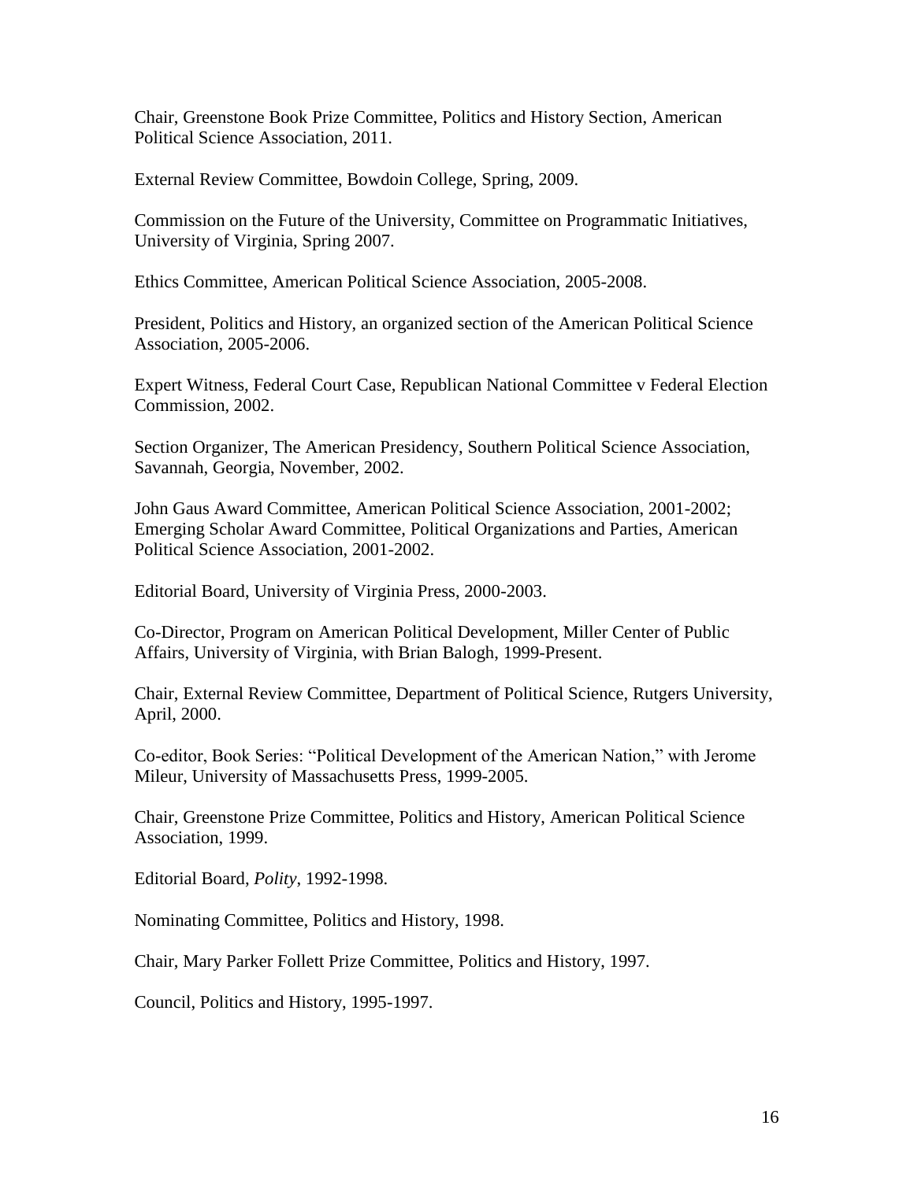Chair, Greenstone Book Prize Committee, Politics and History Section, American Political Science Association, 2011.

External Review Committee, Bowdoin College, Spring, 2009.

Commission on the Future of the University, Committee on Programmatic Initiatives, University of Virginia, Spring 2007.

Ethics Committee, American Political Science Association, 2005-2008.

President, Politics and History, an organized section of the American Political Science Association, 2005-2006.

Expert Witness, Federal Court Case, Republican National Committee v Federal Election Commission, 2002.

Section Organizer, The American Presidency, Southern Political Science Association, Savannah, Georgia, November, 2002.

John Gaus Award Committee, American Political Science Association, 2001-2002; Emerging Scholar Award Committee, Political Organizations and Parties, American Political Science Association, 2001-2002.

Editorial Board, University of Virginia Press, 2000-2003.

Co-Director, Program on American Political Development, Miller Center of Public Affairs, University of Virginia, with Brian Balogh, 1999-Present.

Chair, External Review Committee, Department of Political Science, Rutgers University, April, 2000.

Co-editor, Book Series: "Political Development of the American Nation," with Jerome Mileur, University of Massachusetts Press, 1999-2005.

Chair, Greenstone Prize Committee, Politics and History, American Political Science Association, 1999.

Editorial Board, *Polity*, 1992-1998.

Nominating Committee, Politics and History, 1998.

Chair, Mary Parker Follett Prize Committee, Politics and History, 1997.

Council, Politics and History, 1995-1997.